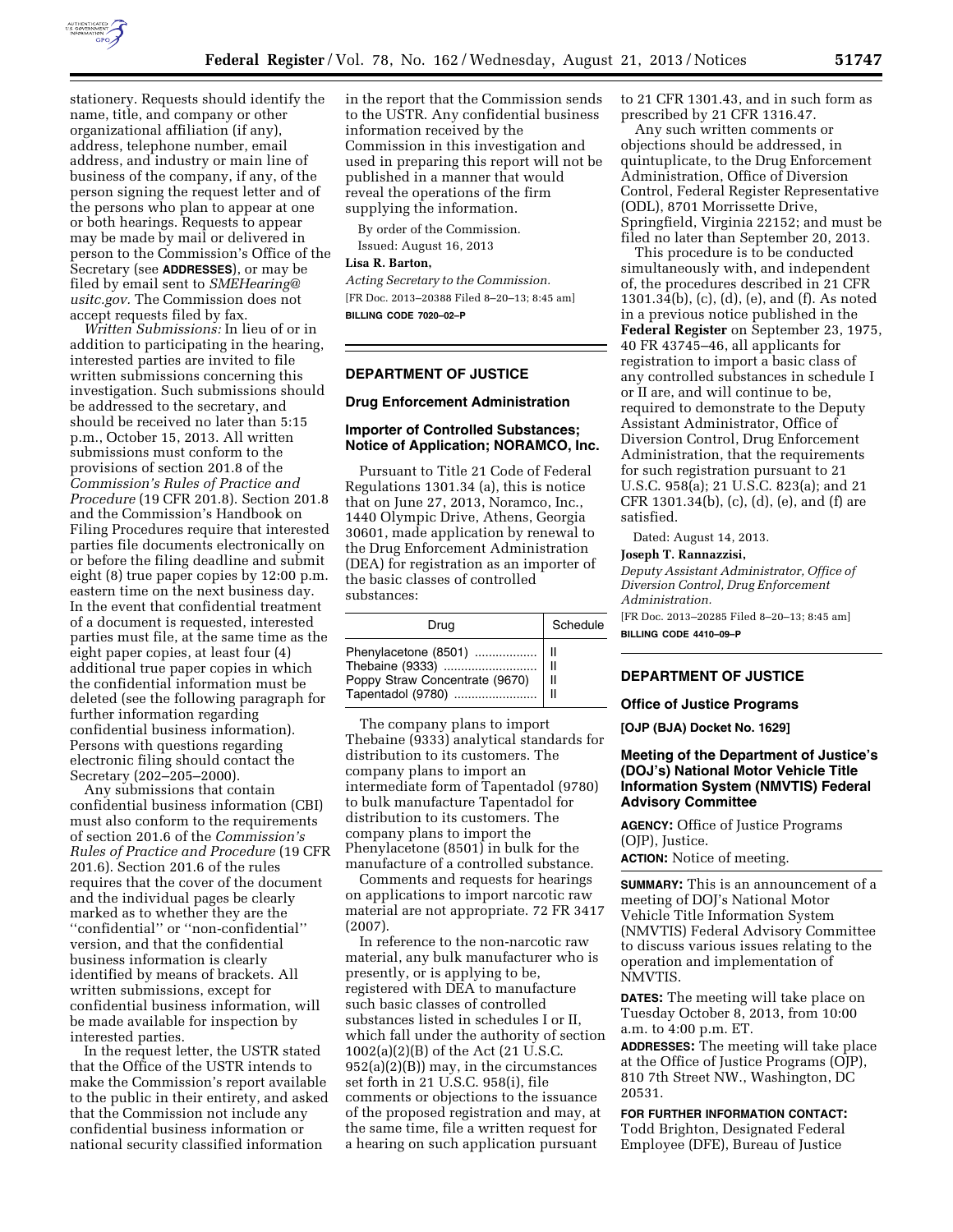stationery. Requests should identify the name, title, and company or other organizational affiliation (if any), address, telephone number, email address, and industry or main line of business of the company, if any, of the person signing the request letter and of the persons who plan to appear at one or both hearings. Requests to appear may be made by mail or delivered in person to the Commission's Office of the Secretary (see **ADDRESSES**), or may be filed by email sent to *SMEHearing@usitc.gov.* The Commission does not accept requests filed by fax.

*Written Submissions:* In lieu of or in addition to participating in the hearing, interested parties are invited to file written submissions concerning this investigation. Such submissions should be addressed to the secretary, and should be received no later than 5:15 p.m., October 15, 2013. All written submissions must conform to the provisions of section 201.8 of the *Commission's Rules of Practice and Procedure* (19 CFR 201.8). Section 201.8 and the Commission's Handbook on Filing Procedures require that interested parties file documents electronically on or before the filing deadline and submit eight (8) true paper copies by 12:00 p.m. eastern time on the next business day. In the event that confidential treatment of a document is requested, interested parties must file, at the same time as the eight paper copies, at least four (4) additional true paper copies in which the confidential information must be deleted (see the following paragraph for further information regarding confidential business information). Persons with questions regarding electronic filing should contact the Secretary (202–205–2000).

Any submissions that contain confidential business information (CBI) must also conform to the requirements of section 201.6 of the *Commission's Rules of Practice and Procedure* (19 CFR 201.6). Section 201.6 of the rules requires that the cover of the document and the individual pages be clearly marked as to whether they are the ''confidential'' or ''non-confidential'' version, and that the confidential business information is clearly identified by means of brackets. All written submissions, except for confidential business information, will be made available for inspection by interested parties.

In the request letter, the USTR stated that the Office of the USTR intends to make the Commission's report available to the public in their entirety, and asked that the Commission not include any confidential business information or national security classified information in the report that the Commission sends to the USTR. Any confidential business information received by the Commission in this investigation and used in preparing this report will not be published in a manner that would reveal the operations of the firm supplying the information.

By order of the Commission.

Issued: August 16, 2013

**Lisa R. Barton,**

*Acting Secretary to the Commission.*

[FR Doc. 2013–20388 Filed 8–20–13; 8:45 am]

**BILLING CODE 7020–02–P**

## DEPARTMENT OF JUSTICE

### Drug Enforcement Administration

### Importer of Controlled Substances; Notice of Application; NORAMCO, Inc.

Pursuant to Title 21 Code of Federal Regulations 1301.34 (a), this is notice that on June 27, 2013, Noramco, Inc., 1440 Olympic Drive, Athens, Georgia 30601, made application by renewal to the Drug Enforcement Administration (DEA) for registration as an importer of the basic classes of controlled substances:

| Drug | Schedule |
|---|---|
| Phenylacetone (8501) | II |
| Thebaine (9333) | II |
| Poppy Straw Concentrate (9670) | II |
| Tapentadol (9780) | II |

The company plans to import Thebaine (9333) analytical standards for distribution to its customers. The company plans to import an intermediate form of Tapentadol (9780) to bulk manufacture Tapentadol for distribution to its customers. The company plans to import the Phenylacetone (8501) in bulk for the manufacture of a controlled substance.

Comments and requests for hearings on applications to import narcotic raw material are not appropriate. 72 FR 3417 (2007).

In reference to the non-narcotic raw material, any bulk manufacturer who is presently, or is applying to be, registered with DEA to manufacture such basic classes of controlled substances listed in schedules I or II, which fall under the authority of section 1002(a)(2)(B) of the Act (21 U.S.C. 952(a)(2)(B)) may, in the circumstances set forth in 21 U.S.C. 958(i), file comments or objections to the issuance of the proposed registration and may, at the same time, file a written request for a hearing on such application pursuant to 21 CFR 1301.43, and in such form as prescribed by 21 CFR 1316.47.

Any such written comments or objections should be addressed, in quintuplicate, to the Drug Enforcement Administration, Office of Diversion Control, Federal Register Representative (ODL), 8701 Morrissette Drive, Springfield, Virginia 22152; and must be filed no later than September 20, 2013.

This procedure is to be conducted simultaneously with, and independent of, the procedures described in 21 CFR 1301.34(b), (c), (d), (e), and (f). As noted in a previous notice published in the **Federal Register** on September 23, 1975, 40 FR 43745–46, all applicants for registration to import a basic class of any controlled substances in schedule I or II are, and will continue to be, required to demonstrate to the Deputy Assistant Administrator, Office of Diversion Control, Drug Enforcement Administration, that the requirements for such registration pursuant to 21 U.S.C. 958(a); 21 U.S.C. 823(a); and 21 CFR 1301.34(b), (c), (d), (e), and (f) are satisfied.

Dated: August 14, 2013.

**Joseph T. Rannazzisi,**

*Deputy Assistant Administrator, Office of Diversion Control, Drug Enforcement Administration.*

[FR Doc. 2013–20285 Filed 8–20–13; 8:45 am]

**BILLING CODE 4410–09–P**

## DEPARTMENT OF JUSTICE

### Office of Justice Programs

**[OJP (BJA) Docket No. 1629]**

### Meeting of the Department of Justice's (DOJ's) National Motor Vehicle Title Information System (NMVTIS) Federal Advisory Committee

**AGENCY:** Office of Justice Programs (OJP), Justice.

**ACTION:** Notice of meeting.

**SUMMARY:** This is an announcement of a meeting of DOJ's National Motor Vehicle Title Information System (NMVTIS) Federal Advisory Committee to discuss various issues relating to the operation and implementation of NMVTIS.

**DATES:** The meeting will take place on Tuesday October 8, 2013, from 10:00 a.m. to 4:00 p.m. ET.

**ADDRESSES:** The meeting will take place at the Office of Justice Programs (OJP), 810 7th Street NW., Washington, DC 20531.

**FOR FURTHER INFORMATION CONTACT:** Todd Brighton, Designated Federal Employee (DFE), Bureau of Justice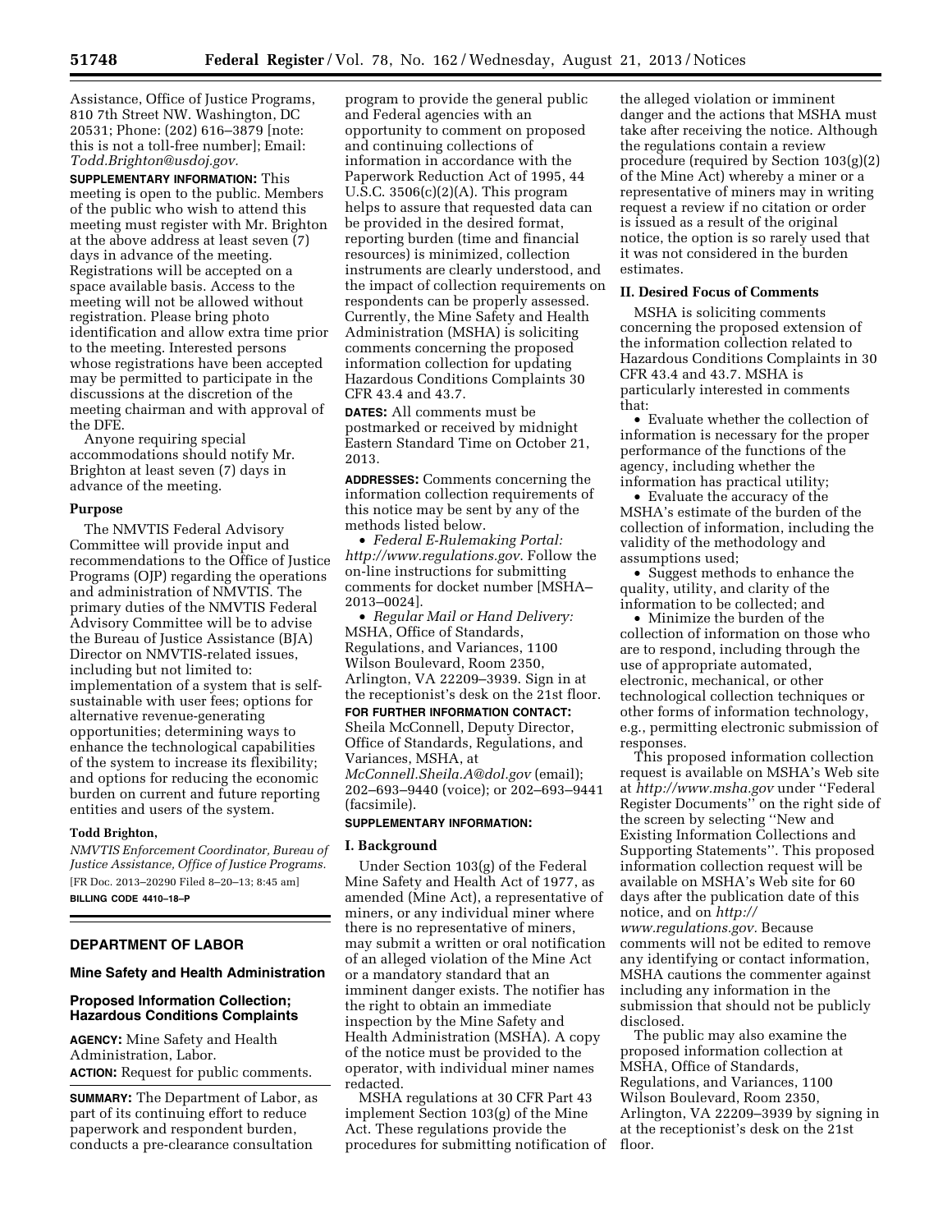Assistance, Office of Justice Programs, 810 7th Street NW. Washington, DC 20531; Phone: (202) 616–3879 [note: this is not a toll-free number]; Email: *Todd.Brighton@usdoj.gov.*

**SUPPLEMENTARY INFORMATION:** This meeting is open to the public. Members of the public who wish to attend this meeting must register with Mr. Brighton at the above address at least seven (7) days in advance of the meeting. Registrations will be accepted on a space available basis. Access to the meeting will not be allowed without registration. Please bring photo identification and allow extra time prior to the meeting. Interested persons whose registrations have been accepted may be permitted to participate in the discussions at the discretion of the meeting chairman and with approval of the DFE.

Anyone requiring special accommodations should notify Mr. Brighton at least seven (7) days in advance of the meeting.

### Purpose

The NMVTIS Federal Advisory Committee will provide input and recommendations to the Office of Justice Programs (OJP) regarding the operations and administration of NMVTIS. The primary duties of the NMVTIS Federal Advisory Committee will be to advise the Bureau of Justice Assistance (BJA) Director on NMVTIS-related issues, including but not limited to: implementation of a system that is self-sustainable with user fees; options for alternative revenue-generating opportunities; determining ways to enhance the technological capabilities of the system to increase its flexibility; and options for reducing the economic burden on current and future reporting entities and users of the system.

**Todd Brighton,**

*NMVTIS Enforcement Coordinator, Bureau of Justice Assistance, Office of Justice Programs.*

[FR Doc. 2013–20290 Filed 8–20–13; 8:45 am]

**BILLING CODE 4410–18–P**

## DEPARTMENT OF LABOR

### Mine Safety and Health Administration

### Proposed Information Collection; Hazardous Conditions Complaints

**AGENCY:** Mine Safety and Health Administration, Labor.

**ACTION:** Request for public comments.

**SUMMARY:** The Department of Labor, as part of its continuing effort to reduce paperwork and respondent burden, conducts a pre-clearance consultation program to provide the general public and Federal agencies with an opportunity to comment on proposed and continuing collections of information in accordance with the Paperwork Reduction Act of 1995, 44 U.S.C. 3506(c)(2)(A). This program helps to assure that requested data can be provided in the desired format, reporting burden (time and financial resources) is minimized, collection instruments are clearly understood, and the impact of collection requirements on respondents can be properly assessed. Currently, the Mine Safety and Health Administration (MSHA) is soliciting comments concerning the proposed information collection for updating Hazardous Conditions Complaints 30 CFR 43.4 and 43.7.

**DATES:** All comments must be postmarked or received by midnight Eastern Standard Time on October 21, 2013.

**ADDRESSES:** Comments concerning the information collection requirements of this notice may be sent by any of the methods listed below.

- *Federal E-Rulemaking Portal: http://www.regulations.gov*. Follow the on-line instructions for submitting comments for docket number [MSHA–2013–0024].
- *Regular Mail or Hand Delivery:* MSHA, Office of Standards, Regulations, and Variances, 1100 Wilson Boulevard, Room 2350, Arlington, VA 22209–3939. Sign in at the receptionist's desk on the 21st floor.

**FOR FURTHER INFORMATION CONTACT:** Sheila McConnell, Deputy Director, Office of Standards, Regulations, and Variances, MSHA, at *McConnell.Sheila.A@dol.gov* (email); 202–693–9440 (voice); or 202–693–9441 (facsimile).

**SUPPLEMENTARY INFORMATION:**

### I. Background

Under Section 103(g) of the Federal Mine Safety and Health Act of 1977, as amended (Mine Act), a representative of miners, or any individual miner where there is no representative of miners, may submit a written or oral notification of an alleged violation of the Mine Act or a mandatory standard that an imminent danger exists. The notifier has the right to obtain an immediate inspection by the Mine Safety and Health Administration (MSHA). A copy of the notice must be provided to the operator, with individual miner names redacted.

MSHA regulations at 30 CFR Part 43 implement Section 103(g) of the Mine Act. These regulations provide the procedures for submitting notification of the alleged violation or imminent danger and the actions that MSHA must take after receiving the notice. Although the regulations contain a review procedure (required by Section 103(g)(2) of the Mine Act) whereby a miner or a representative of miners may in writing request a review if no citation or order is issued as a result of the original notice, the option is so rarely used that it was not considered in the burden estimates.

### II. Desired Focus of Comments

MSHA is soliciting comments concerning the proposed extension of the information collection related to Hazardous Conditions Complaints in 30 CFR 43.4 and 43.7. MSHA is particularly interested in comments that:

- Evaluate whether the collection of information is necessary for the proper performance of the functions of the agency, including whether the information has practical utility;
- Evaluate the accuracy of the MSHA's estimate of the burden of the collection of information, including the validity of the methodology and assumptions used;
- Suggest methods to enhance the quality, utility, and clarity of the information to be collected; and
- Minimize the burden of the collection of information on those who are to respond, including through the use of appropriate automated, electronic, mechanical, or other technological collection techniques or other forms of information technology, e.g., permitting electronic submission of responses.

This proposed information collection request is available on MSHA's Web site at *http://www.msha.gov* under ''Federal Register Documents'' on the right side of the screen by selecting ''New and Existing Information Collections and Supporting Statements''. This proposed information collection request will be available on MSHA's Web site for 60 days after the publication date of this notice, and on *http://www.regulations.gov*. Because comments will not be edited to remove any identifying or contact information, MSHA cautions the commenter against including any information in the submission that should not be publicly disclosed.

The public may also examine the proposed information collection at MSHA, Office of Standards, Regulations, and Variances, 1100 Wilson Boulevard, Room 2350, Arlington, VA 22209–3939 by signing in at the receptionist's desk on the 21st floor.